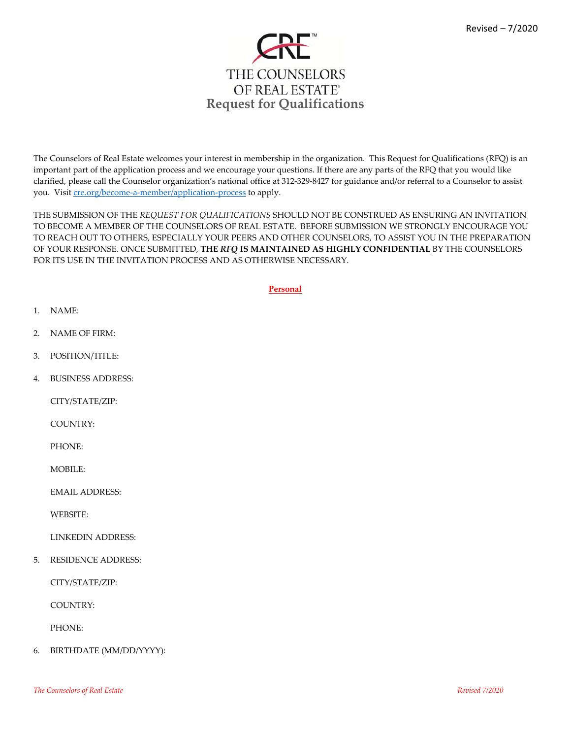# THE COUNSELORS OF REAL ESTATE®

## Request for Qualifications

The Counselors of Real Estate welcomes your interest in membership in the organization. This Request for Qualifications (RFQ) is an important part of the application process and we encourage your questions. If there are any parts of the RFQ that you would like clarified, please call the Counselor organization's national office at 312-329-8427 for guidance and/or referral to a Counselor to assist you. Visit [cre.org/become-a-member/application-process](cre.org/become-a-member/application-process) to apply.

THE SUBMISSION OF THE *REQUEST FOR QUALIFICATIONS* SHOULD NOT BE CONSTRUED AS ENSURING AN INVITATION TO BECOME A MEMBER OF THE COUNSELORS OF REAL ESTATE. BEFORE SUBMISSION WE STRONGLY ENCOURAGE YOU TO REACH OUT TO OTHERS, ESPECIALLY YOUR PEERS AND OTHER COUNSELORS, TO ASSIST YOU IN THE PREPARATION OF YOUR RESPONSE. ONCE SUBMITTED, **THE *RFQ* IS MAINTAINED AS HIGHLY CONFIDENTIAL** BY THE COUNSELORS FOR ITS USE IN THE INVITATION PROCESS AND AS OTHERWISE NECESSARY.

### Personal

1. NAME:
2. NAME OF FIRM:
3. POSITION/TITLE:
4. BUSINESS ADDRESS:

   CITY/STATE/ZIP:

   COUNTRY:

   PHONE:

   MOBILE:

   EMAIL ADDRESS:

   WEBSITE:

   LINKEDIN ADDRESS:

5. RESIDENCE ADDRESS:

   CITY/STATE/ZIP:

   COUNTRY:

   PHONE:

6. BIRTHDATE (MM/DD/YYYY):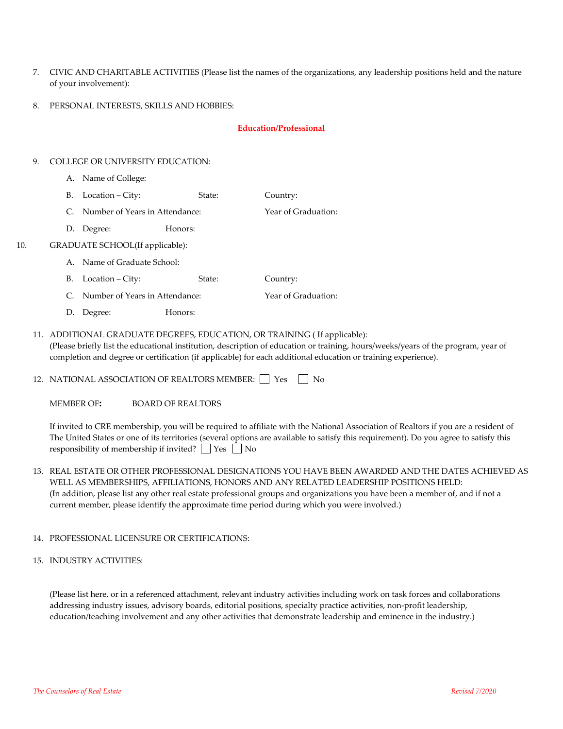7. CIVIC AND CHARITABLE ACTIVITIES (Please list the names of the organizations, any leadership positions held and the nature of your involvement):

8. PERSONAL INTERESTS, SKILLS AND HOBBIES:

## Education/Professional

9. COLLEGE OR UNIVERSITY EDUCATION:

   A. Name of College:

   B. Location – City: State: Country:

   C. Number of Years in Attendance: Year of Graduation:

   D. Degree: Honors:

10. GRADUATE SCHOOL(If applicable):

    A. Name of Graduate School:

    B. Location – City: State: Country:

    C. Number of Years in Attendance: Year of Graduation:

    D. Degree: Honors:

11. ADDITIONAL GRADUATE DEGREES, EDUCATION, OR TRAINING ( If applicable):
    (Please briefly list the educational institution, description of education or training, hours/weeks/years of the program, year of completion and degree or certification (if applicable) for each additional education or training experience).

12. NATIONAL ASSOCIATION OF REALTORS MEMBER: ☐ Yes ☐ No

    MEMBER OF**:** BOARD OF REALTORS

    If invited to CRE membership, you will be required to affiliate with the National Association of Realtors if you are a resident of The United States or one of its territories (several options are available to satisfy this requirement). Do you agree to satisfy this responsibility of membership if invited? ☐ Yes ☐ No

13. REAL ESTATE OR OTHER PROFESSIONAL DESIGNATIONS YOU HAVE BEEN AWARDED AND THE DATES ACHIEVED AS WELL AS MEMBERSHIPS, AFFILIATIONS, HONORS AND ANY RELATED LEADERSHIP POSITIONS HELD:
    (In addition, please list any other real estate professional groups and organizations you have been a member of, and if not a current member, please identify the approximate time period during which you were involved.)

14. PROFESSIONAL LICENSURE OR CERTIFICATIONS:

15. INDUSTRY ACTIVITIES:

    (Please list here, or in a referenced attachment, relevant industry activities including work on task forces and collaborations addressing industry issues, advisory boards, editorial positions, specialty practice activities, non-profit leadership, education/teaching involvement and any other activities that demonstrate leadership and eminence in the industry.)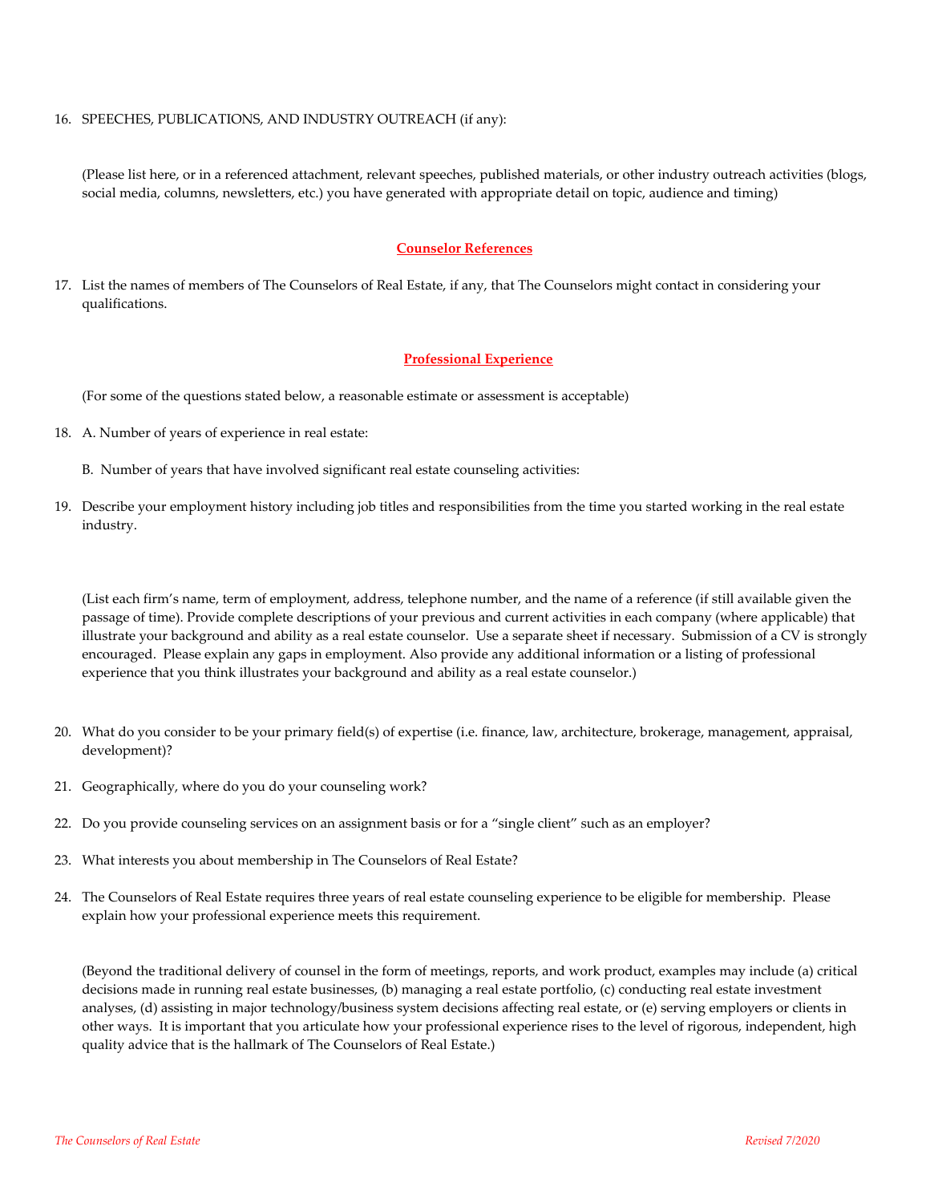16. SPEECHES, PUBLICATIONS, AND INDUSTRY OUTREACH (if any):

    (Please list here, or in a referenced attachment, relevant speeches, published materials, or other industry outreach activities (blogs, social media, columns, newsletters, etc.) you have generated with appropriate detail on topic, audience and timing)

## Counselor References

17. List the names of members of The Counselors of Real Estate, if any, that The Counselors might contact in considering your qualifications.

## Professional Experience

(For some of the questions stated below, a reasonable estimate or assessment is acceptable)

18. A. Number of years of experience in real estate:

    B. Number of years that have involved significant real estate counseling activities:

19. Describe your employment history including job titles and responsibilities from the time you started working in the real estate industry.

    (List each firm's name, term of employment, address, telephone number, and the name of a reference (if still available given the passage of time). Provide complete descriptions of your previous and current activities in each company (where applicable) that illustrate your background and ability as a real estate counselor. Use a separate sheet if necessary. Submission of a CV is strongly encouraged. Please explain any gaps in employment. Also provide any additional information or a listing of professional experience that you think illustrates your background and ability as a real estate counselor.)

20. What do you consider to be your primary field(s) of expertise (i.e. finance, law, architecture, brokerage, management, appraisal, development)?

21. Geographically, where do you do your counseling work?

22. Do you provide counseling services on an assignment basis or for a "single client" such as an employer?

23. What interests you about membership in The Counselors of Real Estate?

24. The Counselors of Real Estate requires three years of real estate counseling experience to be eligible for membership. Please explain how your professional experience meets this requirement.

    (Beyond the traditional delivery of counsel in the form of meetings, reports, and work product, examples may include (a) critical decisions made in running real estate businesses, (b) managing a real estate portfolio, (c) conducting real estate investment analyses, (d) assisting in major technology/business system decisions affecting real estate, or (e) serving employers or clients in other ways. It is important that you articulate how your professional experience rises to the level of rigorous, independent, high quality advice that is the hallmark of The Counselors of Real Estate.)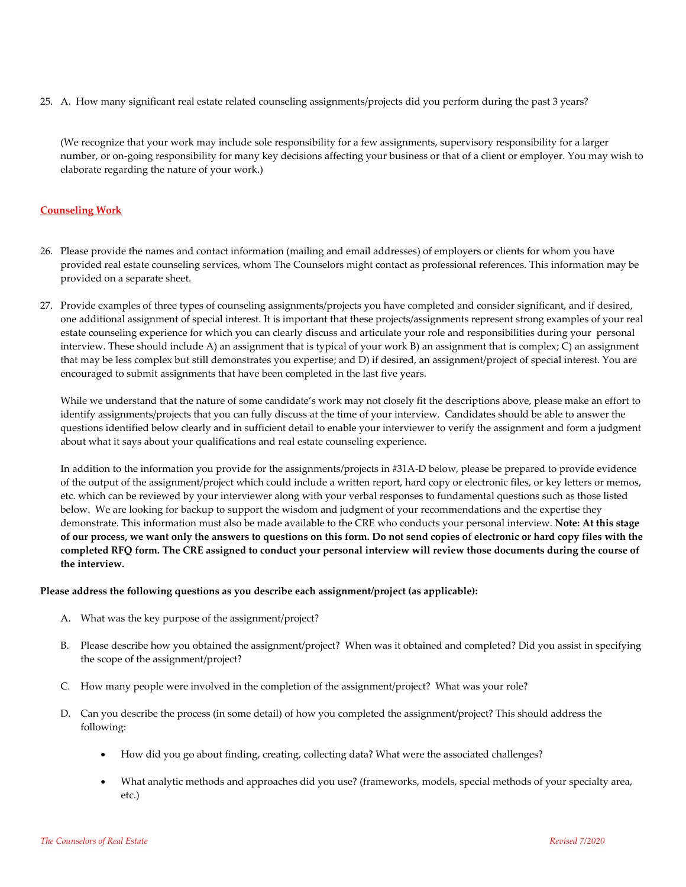25. A. How many significant real estate related counseling assignments/projects did you perform during the past 3 years?

    (We recognize that your work may include sole responsibility for a few assignments, supervisory responsibility for a larger number, or on-going responsibility for many key decisions affecting your business or that of a client or employer. You may wish to elaborate regarding the nature of your work.)

## Counseling Work

26. Please provide the names and contact information (mailing and email addresses) of employers or clients for whom you have provided real estate counseling services, whom The Counselors might contact as professional references. This information may be provided on a separate sheet.

27. Provide examples of three types of counseling assignments/projects you have completed and consider significant, and if desired, one additional assignment of special interest. It is important that these projects/assignments represent strong examples of your real estate counseling experience for which you can clearly discuss and articulate your role and responsibilities during your personal interview. These should include A) an assignment that is typical of your work B) an assignment that is complex; C) an assignment that may be less complex but still demonstrates you expertise; and D) if desired, an assignment/project of special interest. You are encouraged to submit assignments that have been completed in the last five years.

    While we understand that the nature of some candidate's work may not closely fit the descriptions above, please make an effort to identify assignments/projects that you can fully discuss at the time of your interview. Candidates should be able to answer the questions identified below clearly and in sufficient detail to enable your interviewer to verify the assignment and form a judgment about what it says about your qualifications and real estate counseling experience.

    In addition to the information you provide for the assignments/projects in #31A-D below, please be prepared to provide evidence of the output of the assignment/project which could include a written report, hard copy or electronic files, or key letters or memos, etc. which can be reviewed by your interviewer along with your verbal responses to fundamental questions such as those listed below. We are looking for backup to support the wisdom and judgment of your recommendations and the expertise they demonstrate. This information must also be made available to the CRE who conducts your personal interview. **Note: At this stage of our process, we want only the answers to questions on this form. Do not send copies of electronic or hard copy files with the completed RFQ form. The CRE assigned to conduct your personal interview will review those documents during the course of the interview.**

**Please address the following questions as you describe each assignment/project (as applicable):**

A. What was the key purpose of the assignment/project?

B. Please describe how you obtained the assignment/project? When was it obtained and completed? Did you assist in specifying the scope of the assignment/project?

C. How many people were involved in the completion of the assignment/project? What was your role?

D. Can you describe the process (in some detail) of how you completed the assignment/project? This should address the following:

   - How did you go about finding, creating, collecting data? What were the associated challenges?
   - What analytic methods and approaches did you use? (frameworks, models, special methods of your specialty area, etc.)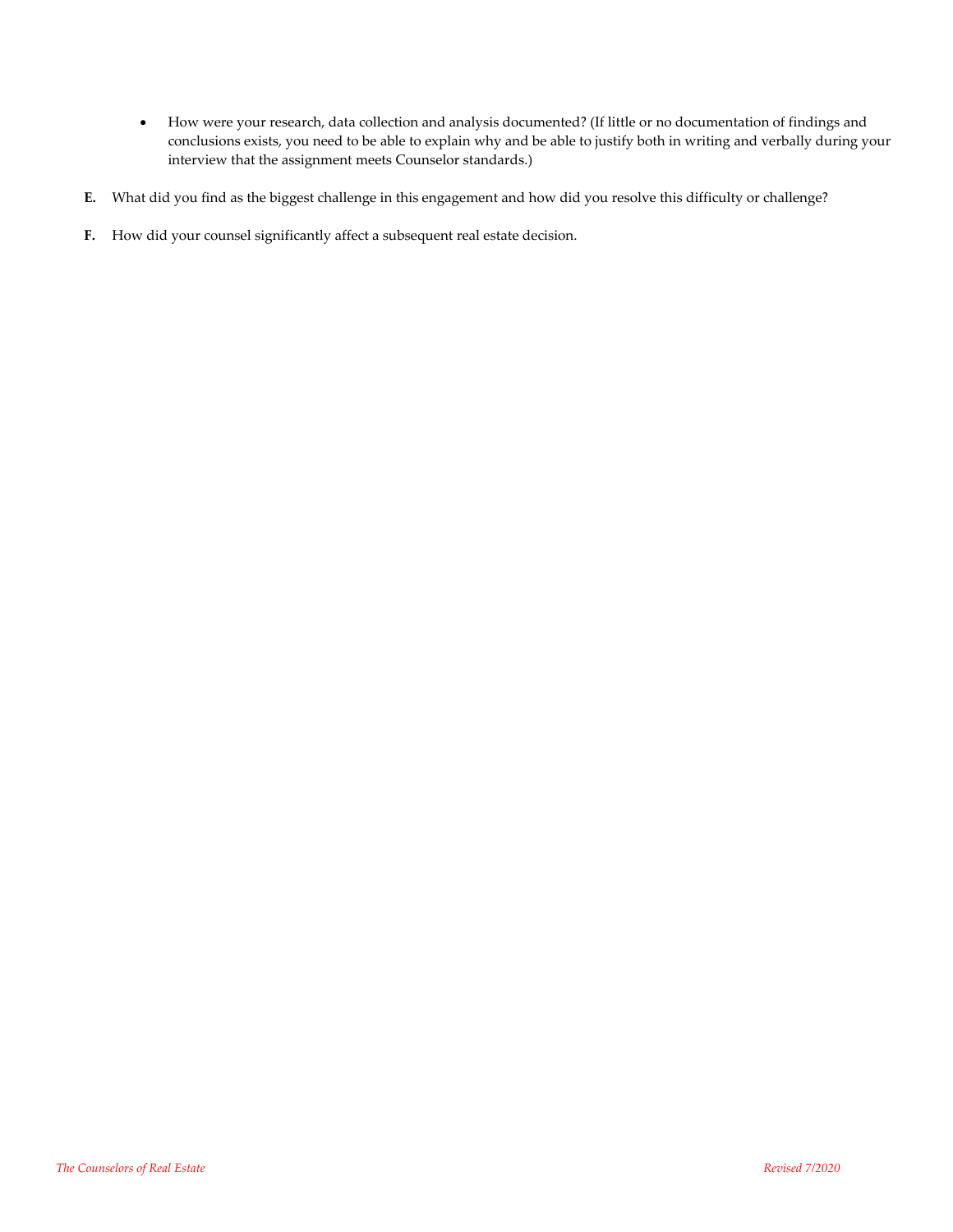- How were your research, data collection and analysis documented? (If little or no documentation of findings and conclusions exists, you need to be able to explain why and be able to justify both in writing and verbally during your interview that the assignment meets Counselor standards.)

**E.** What did you find as the biggest challenge in this engagement and how did you resolve this difficulty or challenge?

**F.** How did your counsel significantly affect a subsequent real estate decision.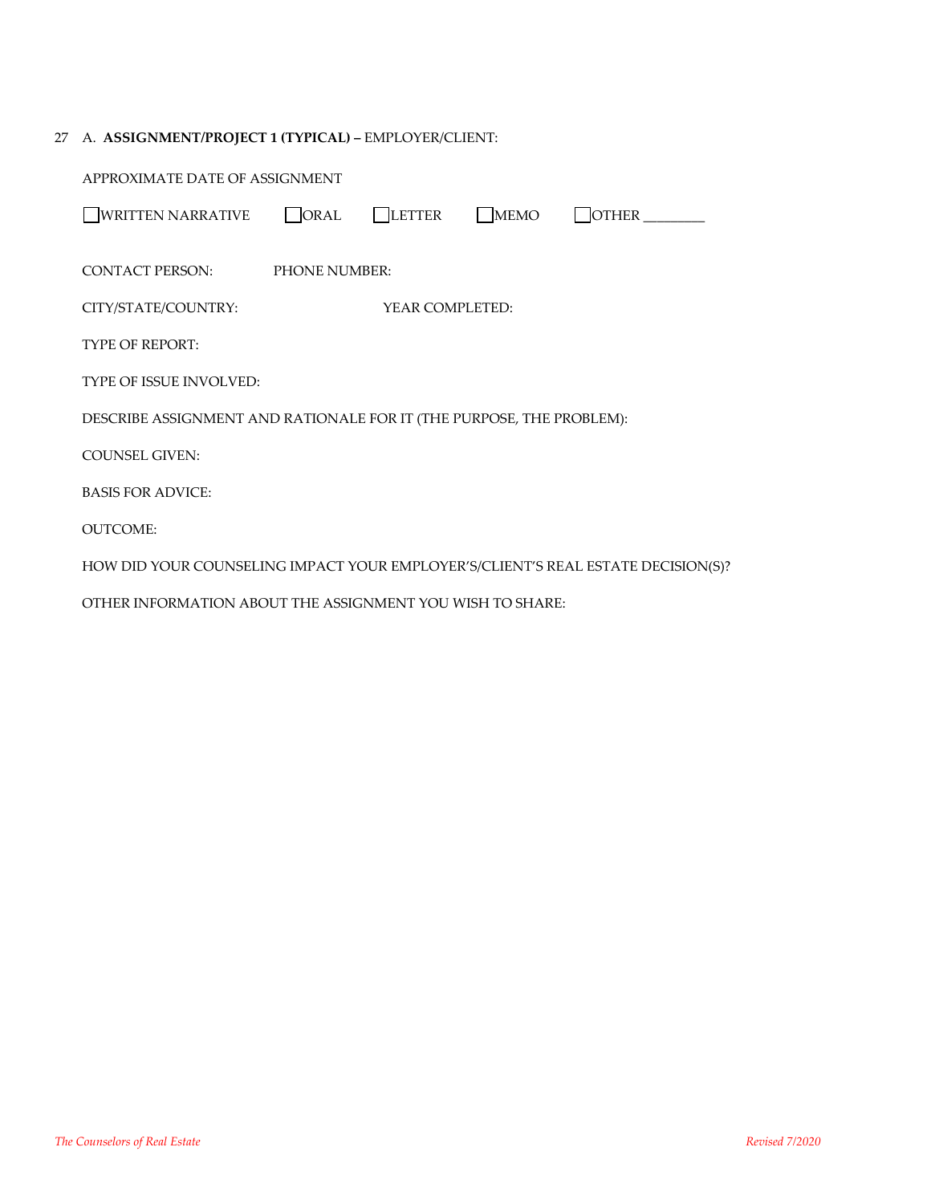27 A. **ASSIGNMENT/PROJECT 1 (TYPICAL) –** EMPLOYER/CLIENT:

APPROXIMATE DATE OF ASSIGNMENT

☐ WRITTEN NARRATIVE ☐ ORAL ☐ LETTER ☐ MEMO ☐ OTHER ________

CONTACT PERSON: PHONE NUMBER:

CITY/STATE/COUNTRY: YEAR COMPLETED:

TYPE OF REPORT:

TYPE OF ISSUE INVOLVED:

DESCRIBE ASSIGNMENT AND RATIONALE FOR IT (THE PURPOSE, THE PROBLEM):

COUNSEL GIVEN:

BASIS FOR ADVICE:

OUTCOME:

HOW DID YOUR COUNSELING IMPACT YOUR EMPLOYER'S/CLIENT'S REAL ESTATE DECISION(S)?

OTHER INFORMATION ABOUT THE ASSIGNMENT YOU WISH TO SHARE: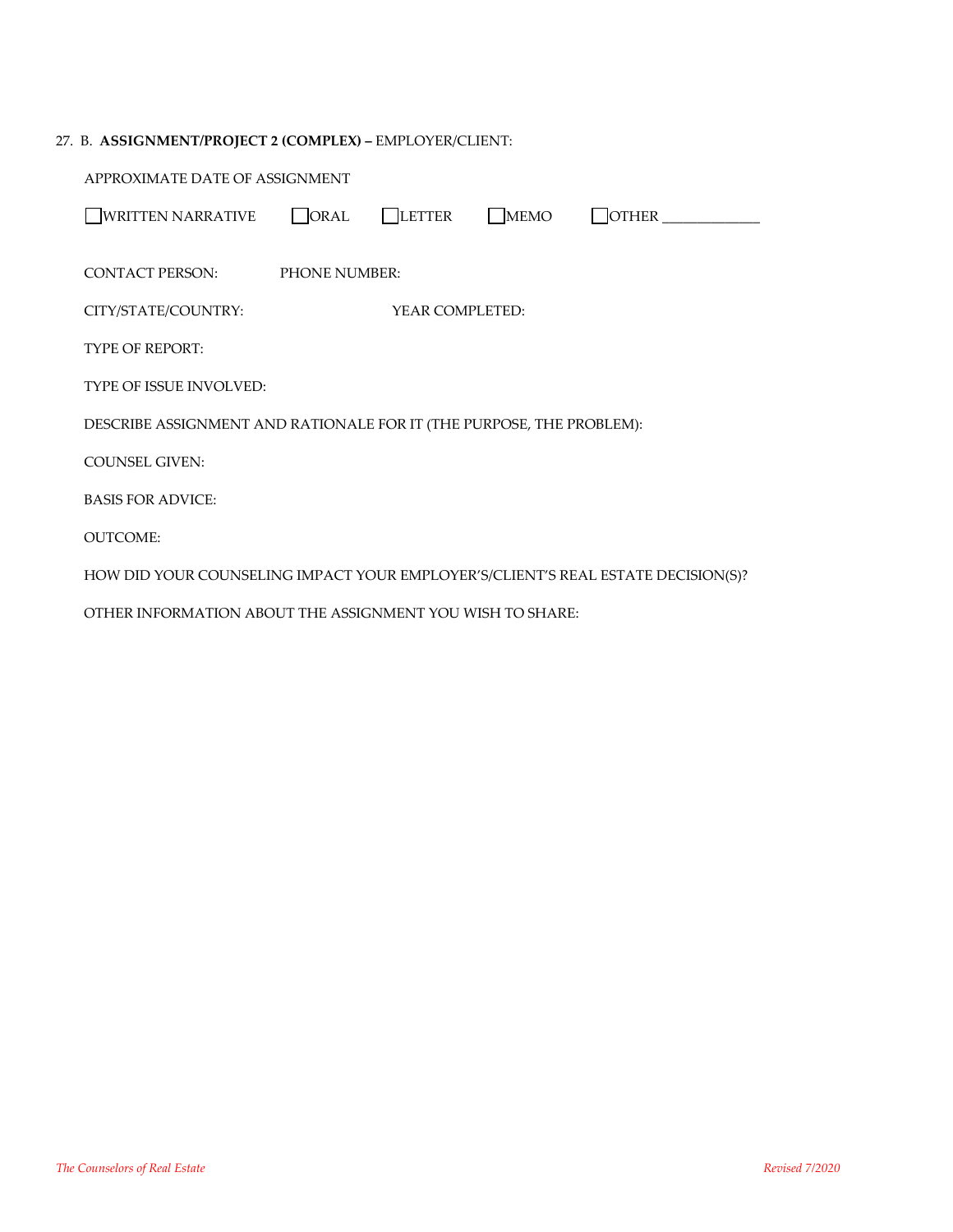27. B. **ASSIGNMENT/PROJECT 2 (COMPLEX) –** EMPLOYER/CLIENT:

APPROXIMATE DATE OF ASSIGNMENT

☐ WRITTEN NARRATIVE ☐ ORAL ☐ LETTER ☐ MEMO ☐ OTHER _____________

CONTACT PERSON: PHONE NUMBER:

CITY/STATE/COUNTRY: YEAR COMPLETED:

TYPE OF REPORT:

TYPE OF ISSUE INVOLVED:

DESCRIBE ASSIGNMENT AND RATIONALE FOR IT (THE PURPOSE, THE PROBLEM):

COUNSEL GIVEN:

BASIS FOR ADVICE:

OUTCOME:

HOW DID YOUR COUNSELING IMPACT YOUR EMPLOYER'S/CLIENT'S REAL ESTATE DECISION(S)?

OTHER INFORMATION ABOUT THE ASSIGNMENT YOU WISH TO SHARE: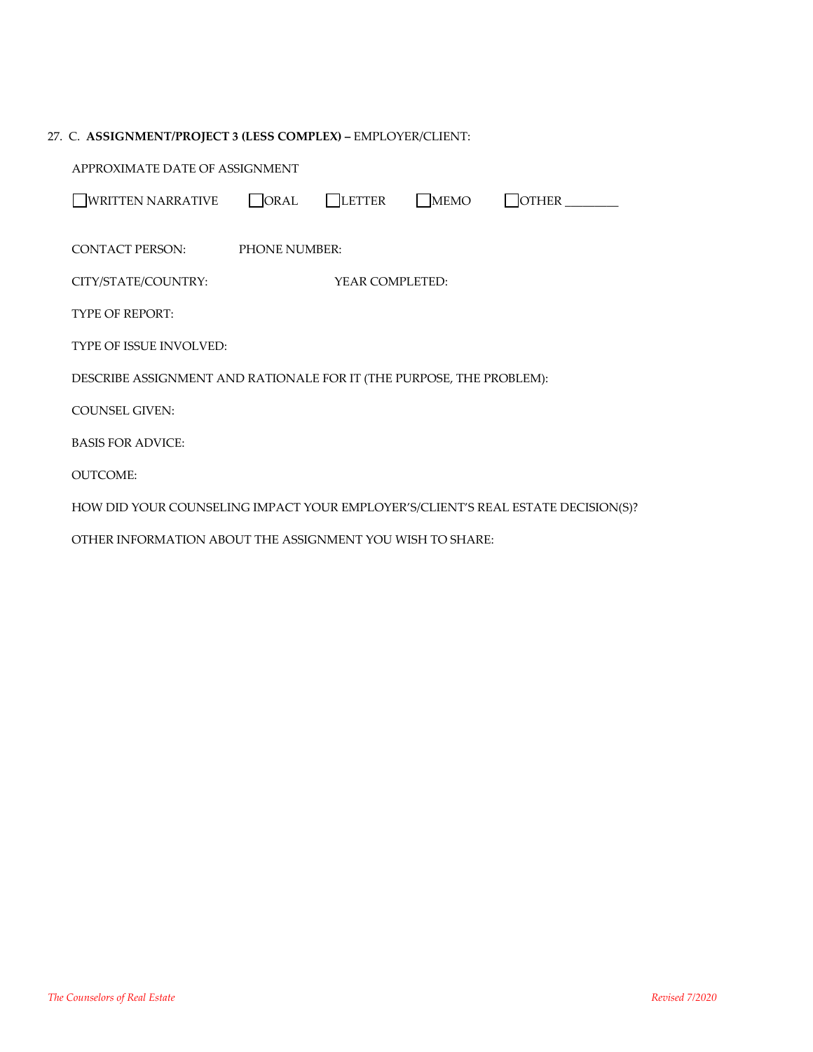27. C. **ASSIGNMENT/PROJECT 3 (LESS COMPLEX) –** EMPLOYER/CLIENT:

APPROXIMATE DATE OF ASSIGNMENT

☐ WRITTEN NARRATIVE ☐ ORAL ☐ LETTER ☐ MEMO ☐ OTHER ________

CONTACT PERSON: PHONE NUMBER:

CITY/STATE/COUNTRY: YEAR COMPLETED:

TYPE OF REPORT:

TYPE OF ISSUE INVOLVED:

DESCRIBE ASSIGNMENT AND RATIONALE FOR IT (THE PURPOSE, THE PROBLEM):

COUNSEL GIVEN:

BASIS FOR ADVICE:

OUTCOME:

HOW DID YOUR COUNSELING IMPACT YOUR EMPLOYER'S/CLIENT'S REAL ESTATE DECISION(S)?

OTHER INFORMATION ABOUT THE ASSIGNMENT YOU WISH TO SHARE: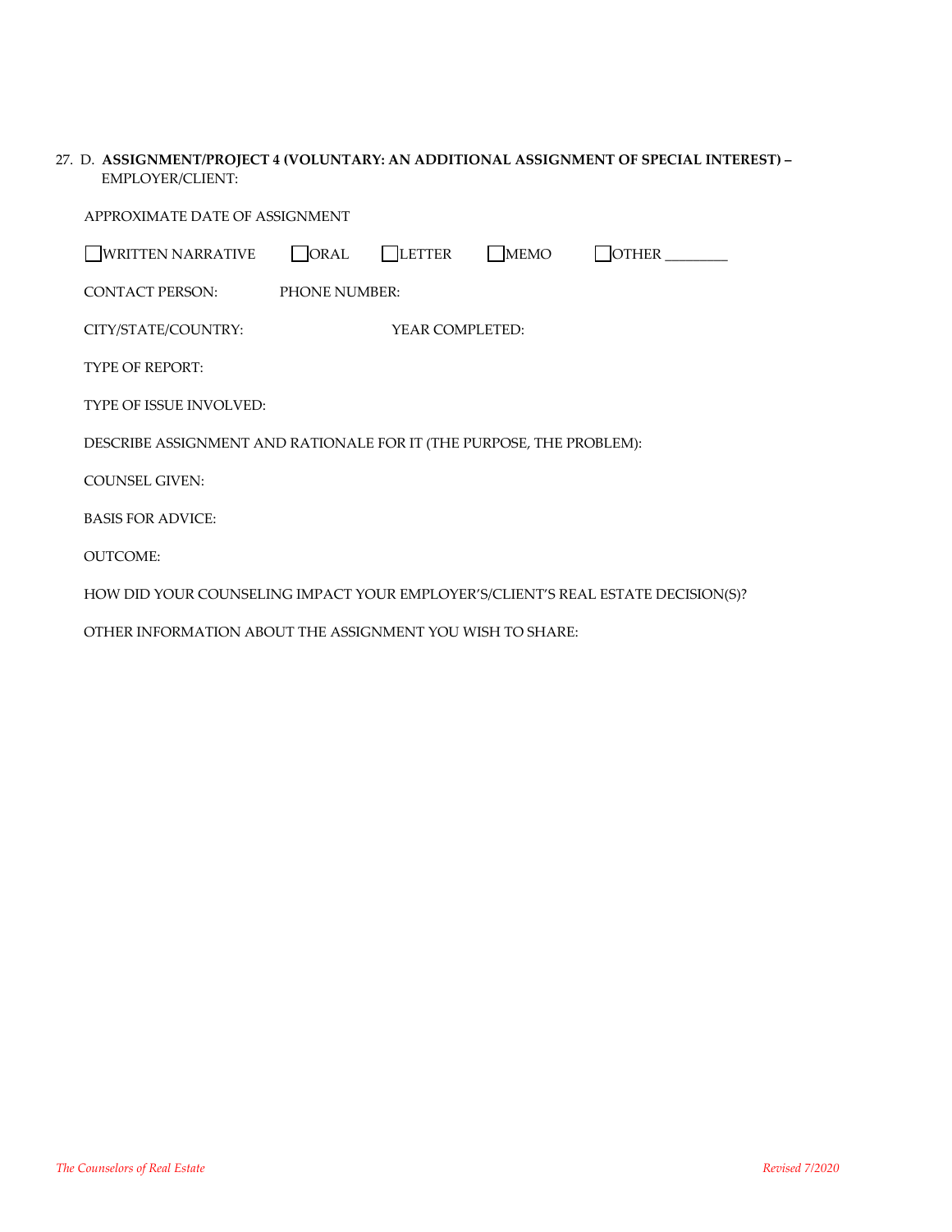27. D. **ASSIGNMENT/PROJECT 4 (VOLUNTARY: AN ADDITIONAL ASSIGNMENT OF SPECIAL INTEREST) –**
EMPLOYER/CLIENT:

APPROXIMATE DATE OF ASSIGNMENT

☐ WRITTEN NARRATIVE ☐ ORAL ☐ LETTER ☐ MEMO ☐ OTHER ________

CONTACT PERSON: PHONE NUMBER:

CITY/STATE/COUNTRY: YEAR COMPLETED:

TYPE OF REPORT:

TYPE OF ISSUE INVOLVED:

DESCRIBE ASSIGNMENT AND RATIONALE FOR IT (THE PURPOSE, THE PROBLEM):

COUNSEL GIVEN:

BASIS FOR ADVICE:

OUTCOME:

HOW DID YOUR COUNSELING IMPACT YOUR EMPLOYER'S/CLIENT'S REAL ESTATE DECISION(S)?

OTHER INFORMATION ABOUT THE ASSIGNMENT YOU WISH TO SHARE: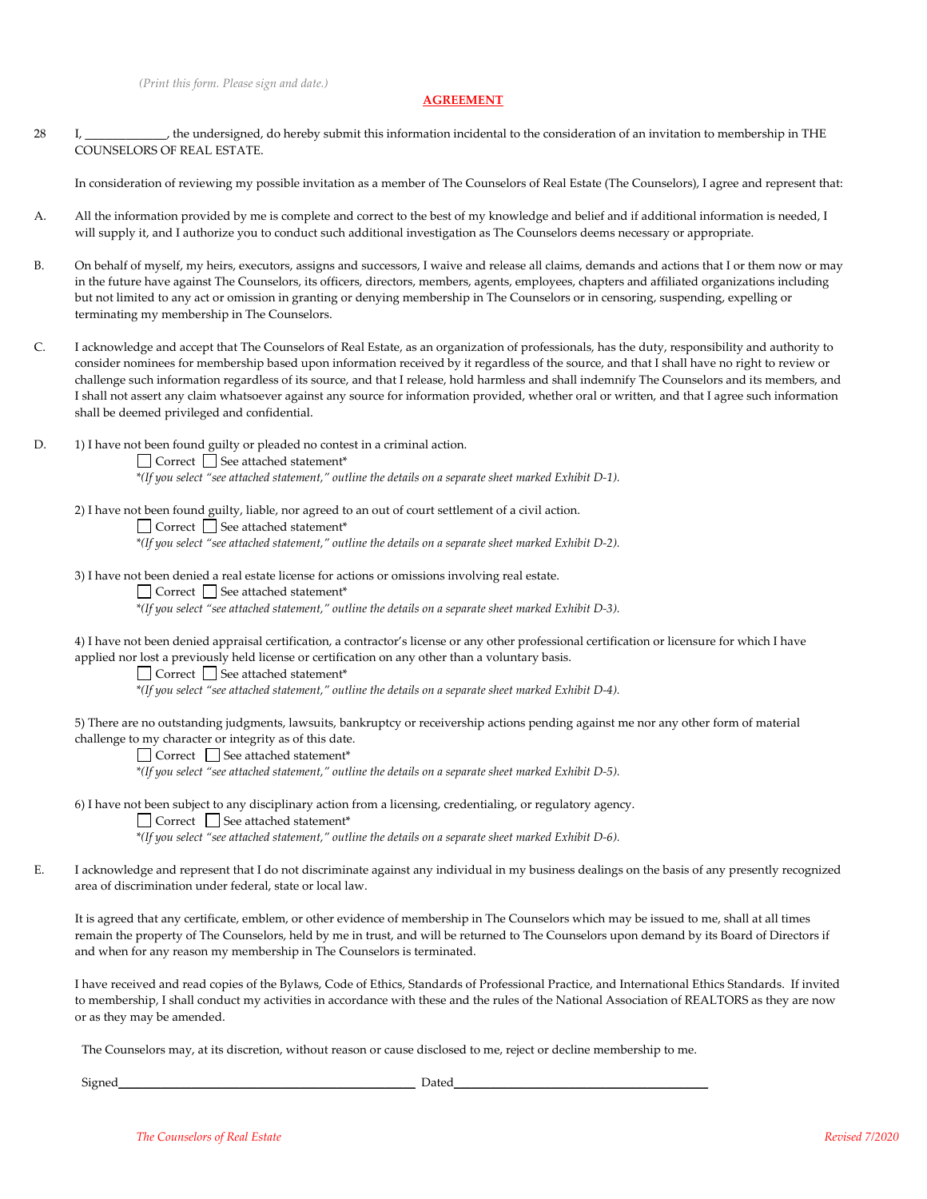*(Print this form. Please sign and date.)*

## AGREEMENT

28 I, _____________, the undersigned, do hereby submit this information incidental to the consideration of an invitation to membership in THE COUNSELORS OF REAL ESTATE.

In consideration of reviewing my possible invitation as a member of The Counselors of Real Estate (The Counselors), I agree and represent that:

A. All the information provided by me is complete and correct to the best of my knowledge and belief and if additional information is needed, I will supply it, and I authorize you to conduct such additional investigation as The Counselors deems necessary or appropriate.

B. On behalf of myself, my heirs, executors, assigns and successors, I waive and release all claims, demands and actions that I or them now or may in the future have against The Counselors, its officers, directors, members, agents, employees, chapters and affiliated organizations including but not limited to any act or omission in granting or denying membership in The Counselors or in censoring, suspending, expelling or terminating my membership in The Counselors.

C. I acknowledge and accept that The Counselors of Real Estate, as an organization of professionals, has the duty, responsibility and authority to consider nominees for membership based upon information received by it regardless of the source, and that I shall have no right to review or challenge such information regardless of its source, and that I release, hold harmless and shall indemnify The Counselors and its members, and I shall not assert any claim whatsoever against any source for information provided, whether oral or written, and that I agree such information shall be deemed privileged and confidential.

D. 1) I have not been found guilty or pleaded no contest in a criminal action.

☐ Correct ☐ See attached statement*

*\*(If you select "see attached statement," outline the details on a separate sheet marked Exhibit D-1).*

2) I have not been found guilty, liable, nor agreed to an out of court settlement of a civil action.

☐ Correct ☐ See attached statement*

*\*(If you select "see attached statement," outline the details on a separate sheet marked Exhibit D-2).*

3) I have not been denied a real estate license for actions or omissions involving real estate.

☐ Correct ☐ See attached statement*

*\*(If you select "see attached statement," outline the details on a separate sheet marked Exhibit D-3).*

4) I have not been denied appraisal certification, a contractor's license or any other professional certification or licensure for which I have applied nor lost a previously held license or certification on any other than a voluntary basis.

☐ Correct ☐ See attached statement*

*\*(If you select "see attached statement," outline the details on a separate sheet marked Exhibit D-4).*

5) There are no outstanding judgments, lawsuits, bankruptcy or receivership actions pending against me nor any other form of material challenge to my character or integrity as of this date.

☐ Correct ☐ See attached statement*

*\*(If you select "see attached statement," outline the details on a separate sheet marked Exhibit D-5).*

6) I have not been subject to any disciplinary action from a licensing, credentialing, or regulatory agency.

☐ Correct ☐ See attached statement*

*\*(If you select "see attached statement," outline the details on a separate sheet marked Exhibit D-6).*

E. I acknowledge and represent that I do not discriminate against any individual in my business dealings on the basis of any presently recognized area of discrimination under federal, state or local law.

It is agreed that any certificate, emblem, or other evidence of membership in The Counselors which may be issued to me, shall at all times remain the property of The Counselors, held by me in trust, and will be returned to The Counselors upon demand by its Board of Directors if and when for any reason my membership in The Counselors is terminated.

I have received and read copies of the Bylaws, Code of Ethics, Standards of Professional Practice, and International Ethics Standards. If invited to membership, I shall conduct my activities in accordance with these and the rules of the National Association of REALTORS as they are now or as they may be amended.

The Counselors may, at its discretion, without reason or cause disclosed to me, reject or decline membership to me.

Signed_______________________________________ Dated_________________________________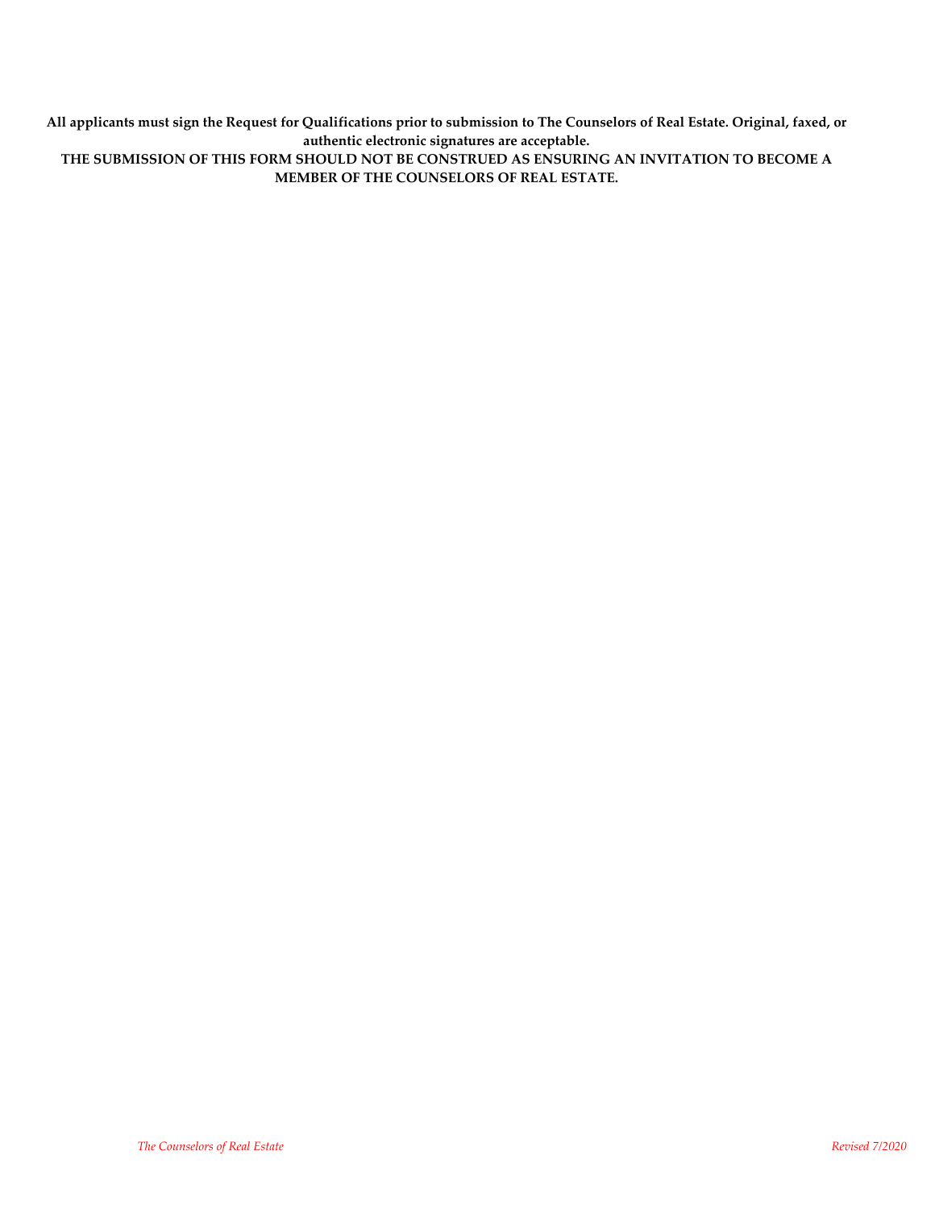**All applicants must sign the Request for Qualifications prior to submission to The Counselors of Real Estate. Original, faxed, or authentic electronic signatures are acceptable.**

**THE SUBMISSION OF THIS FORM SHOULD NOT BE CONSTRUED AS ENSURING AN INVITATION TO BECOME A MEMBER OF THE COUNSELORS OF REAL ESTATE.**